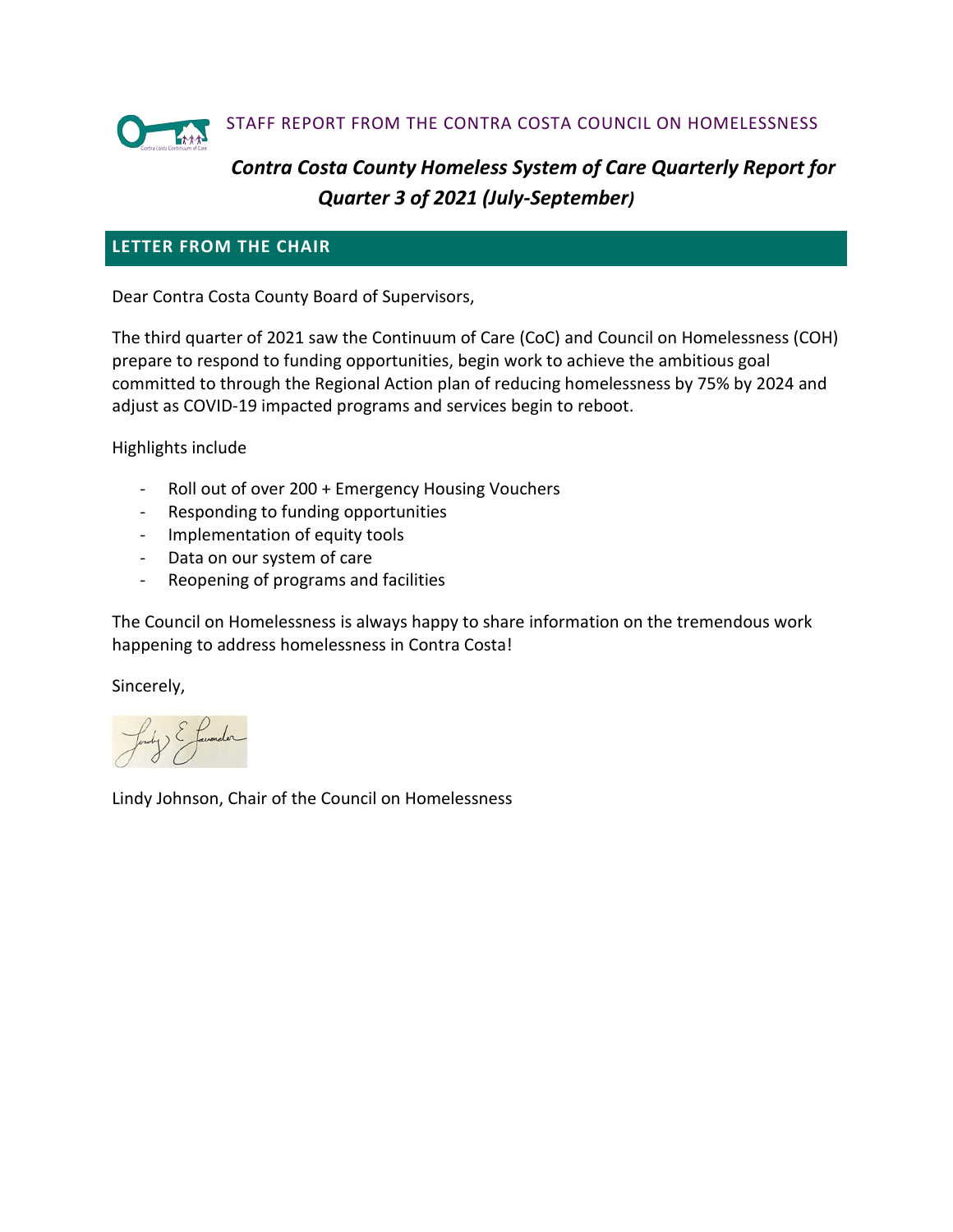STAFF REPORT FROM THE CONTRA COSTA COUNCIL ON HOMELESSNESS

# *Contra Costa County Homeless System of Care Quarterly Report for Quarter 3 of 2021 (July-September)*

## LETTER FROM THE CHAIR

Dear Contra Costa County Board of Supervisors,

The third quarter of 2021 saw the Continuum of Care (CoC) and Council on Homelessness (COH) prepare to respond to funding opportunities, begin work to achieve the ambitious goal committed to through the Regional Action plan of reducing homelessness by 75% by 2024 and adjust as COVID-19 impacted programs and services begin to reboot.

Highlights include

- Roll out of over 200 + Emergency Housing Vouchers
- Responding to funding opportunities
- Implementation of equity tools
- Data on our system of care
- Reopening of programs and facilities

The Council on Homelessness is always happy to share information on the tremendous work happening to address homelessness in Contra Costa!

Sincerely,

Lindy Johnson, Chair of the Council on Homelessness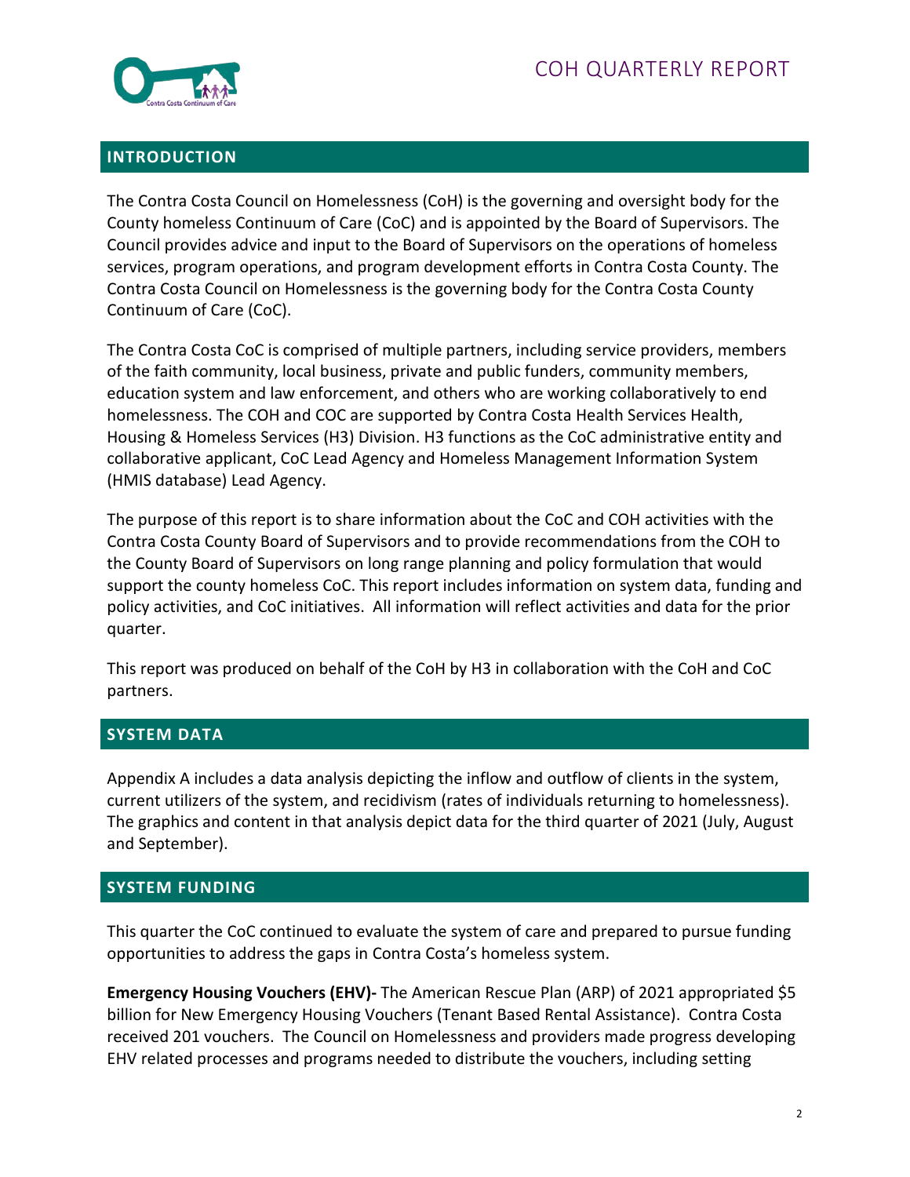## INTRODUCTION

The Contra Costa Council on Homelessness (CoH) is the governing and oversight body for the County homeless Continuum of Care (CoC) and is appointed by the Board of Supervisors. The Council provides advice and input to the Board of Supervisors on the operations of homeless services, program operations, and program development efforts in Contra Costa County. The Contra Costa Council on Homelessness is the governing body for the Contra Costa County Continuum of Care (CoC).

The Contra Costa CoC is comprised of multiple partners, including service providers, members of the faith community, local business, private and public funders, community members, education system and law enforcement, and others who are working collaboratively to end homelessness. The COH and COC are supported by Contra Costa Health Services Health, Housing & Homeless Services (H3) Division. H3 functions as the CoC administrative entity and collaborative applicant, CoC Lead Agency and Homeless Management Information System (HMIS database) Lead Agency.

The purpose of this report is to share information about the CoC and COH activities with the Contra Costa County Board of Supervisors and to provide recommendations from the COH to the County Board of Supervisors on long range planning and policy formulation that would support the county homeless CoC. This report includes information on system data, funding and policy activities, and CoC initiatives. All information will reflect activities and data for the prior quarter.

This report was produced on behalf of the CoH by H3 in collaboration with the CoH and CoC partners.

## SYSTEM DATA

Appendix A includes a data analysis depicting the inflow and outflow of clients in the system, current utilizers of the system, and recidivism (rates of individuals returning to homelessness). The graphics and content in that analysis depict data for the third quarter of 2021 (July, August and September).

## SYSTEM FUNDING

This quarter the CoC continued to evaluate the system of care and prepared to pursue funding opportunities to address the gaps in Contra Costa's homeless system.

**Emergency Housing Vouchers (EHV)-** The American Rescue Plan (ARP) of 2021 appropriated $5 billion for New Emergency Housing Vouchers (Tenant Based Rental Assistance). Contra Costa received 201 vouchers. The Council on Homelessness and providers made progress developing EHV related processes and programs needed to distribute the vouchers, including setting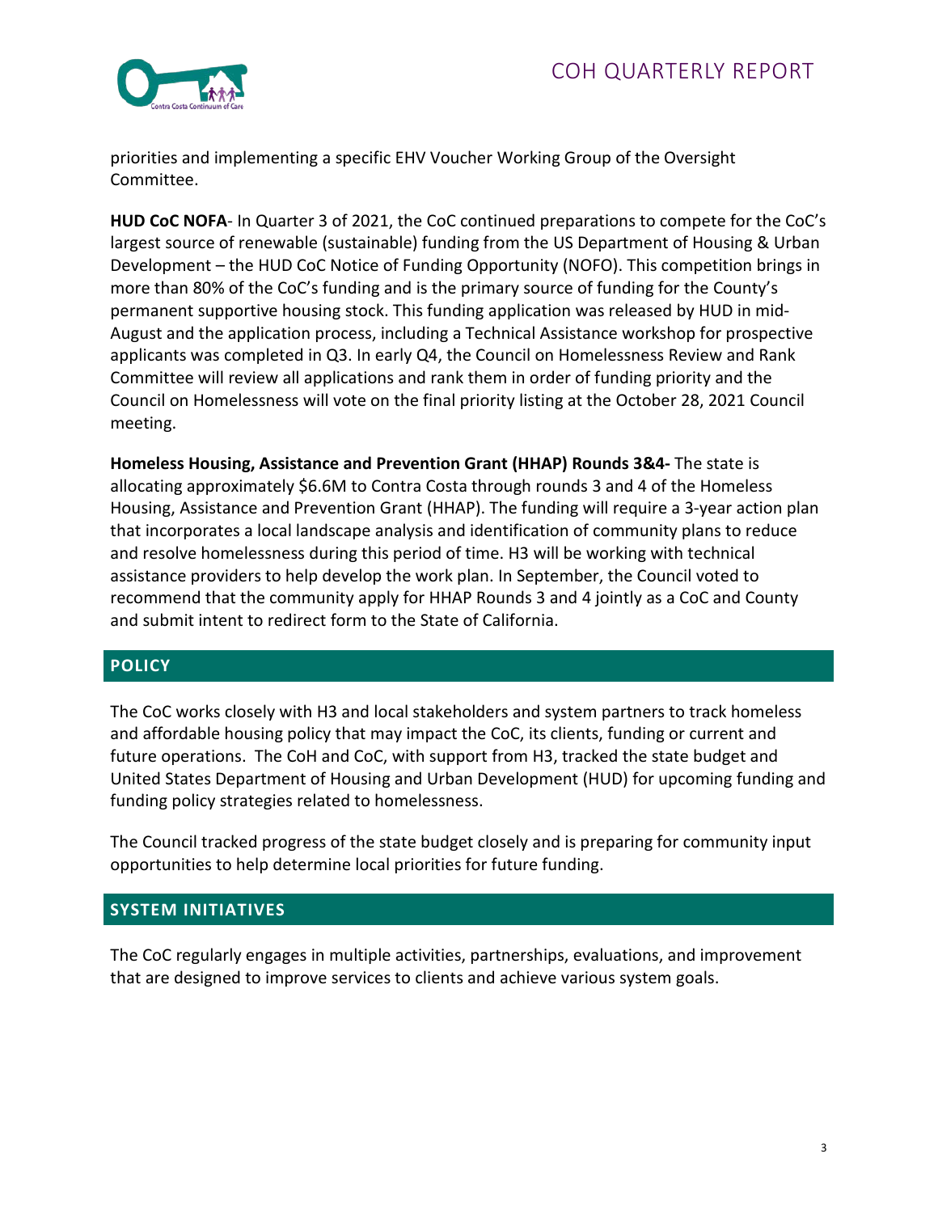priorities and implementing a specific EHV Voucher Working Group of the Oversight Committee.

**HUD CoC NOFA**- In Quarter 3 of 2021, the CoC continued preparations to compete for the CoC's largest source of renewable (sustainable) funding from the US Department of Housing & Urban Development – the HUD CoC Notice of Funding Opportunity (NOFO). This competition brings in more than 80% of the CoC's funding and is the primary source of funding for the County's permanent supportive housing stock. This funding application was released by HUD in mid-August and the application process, including a Technical Assistance workshop for prospective applicants was completed in Q3. In early Q4, the Council on Homelessness Review and Rank Committee will review all applications and rank them in order of funding priority and the Council on Homelessness will vote on the final priority listing at the October 28, 2021 Council meeting.

**Homeless Housing, Assistance and Prevention Grant (HHAP) Rounds 3&4-** The state is allocating approximately $6.6M to Contra Costa through rounds 3 and 4 of the Homeless Housing, Assistance and Prevention Grant (HHAP). The funding will require a 3-year action plan that incorporates a local landscape analysis and identification of community plans to reduce and resolve homelessness during this period of time. H3 will be working with technical assistance providers to help develop the work plan. In September, the Council voted to recommend that the community apply for HHAP Rounds 3 and 4 jointly as a CoC and County and submit intent to redirect form to the State of California.

## POLICY

The CoC works closely with H3 and local stakeholders and system partners to track homeless and affordable housing policy that may impact the CoC, its clients, funding or current and future operations. The CoH and CoC, with support from H3, tracked the state budget and United States Department of Housing and Urban Development (HUD) for upcoming funding and funding policy strategies related to homelessness.

The Council tracked progress of the state budget closely and is preparing for community input opportunities to help determine local priorities for future funding.

## SYSTEM INITIATIVES

The CoC regularly engages in multiple activities, partnerships, evaluations, and improvement that are designed to improve services to clients and achieve various system goals.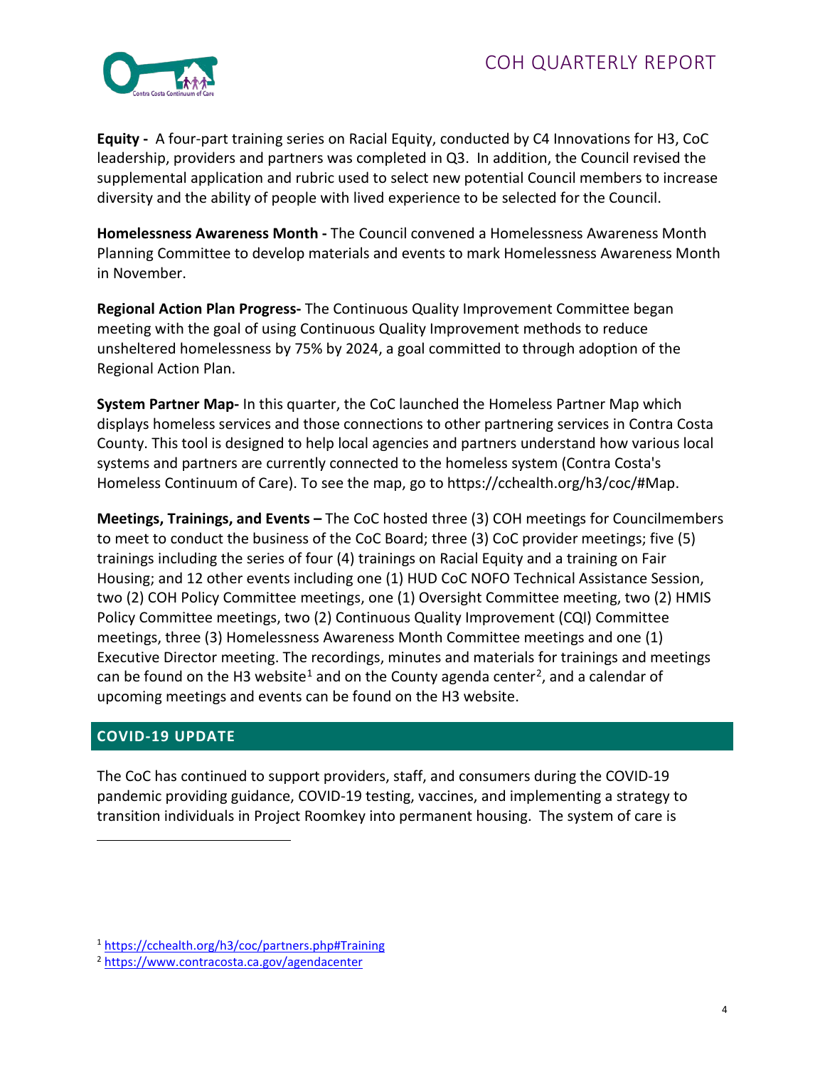**Equity -** A four-part training series on Racial Equity, conducted by C4 Innovations for H3, CoC leadership, providers and partners was completed in Q3. In addition, the Council revised the supplemental application and rubric used to select new potential Council members to increase diversity and the ability of people with lived experience to be selected for the Council.

**Homelessness Awareness Month -** The Council convened a Homelessness Awareness Month Planning Committee to develop materials and events to mark Homelessness Awareness Month in November.

**Regional Action Plan Progress-** The Continuous Quality Improvement Committee began meeting with the goal of using Continuous Quality Improvement methods to reduce unsheltered homelessness by 75% by 2024, a goal committed to through adoption of the Regional Action Plan.

**System Partner Map-** In this quarter, the CoC launched the Homeless Partner Map which displays homeless services and those connections to other partnering services in Contra Costa County. This tool is designed to help local agencies and partners understand how various local systems and partners are currently connected to the homeless system (Contra Costa's Homeless Continuum of Care). To see the map, go to https://cchealth.org/h3/coc/#Map.

**Meetings, Trainings, and Events –** The CoC hosted three (3) COH meetings for Councilmembers to meet to conduct the business of the CoC Board; three (3) CoC provider meetings; five (5) trainings including the series of four (4) trainings on Racial Equity and a training on Fair Housing; and 12 other events including one (1) HUD CoC NOFO Technical Assistance Session, two (2) COH Policy Committee meetings, one (1) Oversight Committee meeting, two (2) HMIS Policy Committee meetings, two (2) Continuous Quality Improvement (CQI) Committee meetings, three (3) Homelessness Awareness Month Committee meetings and one (1) Executive Director meeting. The recordings, minutes and materials for trainings and meetings can be found on the H3 website[1] and on the County agenda center[2], and a calendar of upcoming meetings and events can be found on the H3 website.

## COVID-19 UPDATE

The CoC has continued to support providers, staff, and consumers during the COVID-19 pandemic providing guidance, COVID-19 testing, vaccines, and implementing a strategy to transition individuals in Project Roomkey into permanent housing. The system of care is

---

[1] https://cchealth.org/h3/coc/partners.php#Training

[2] https://www.contracosta.ca.gov/agendacenter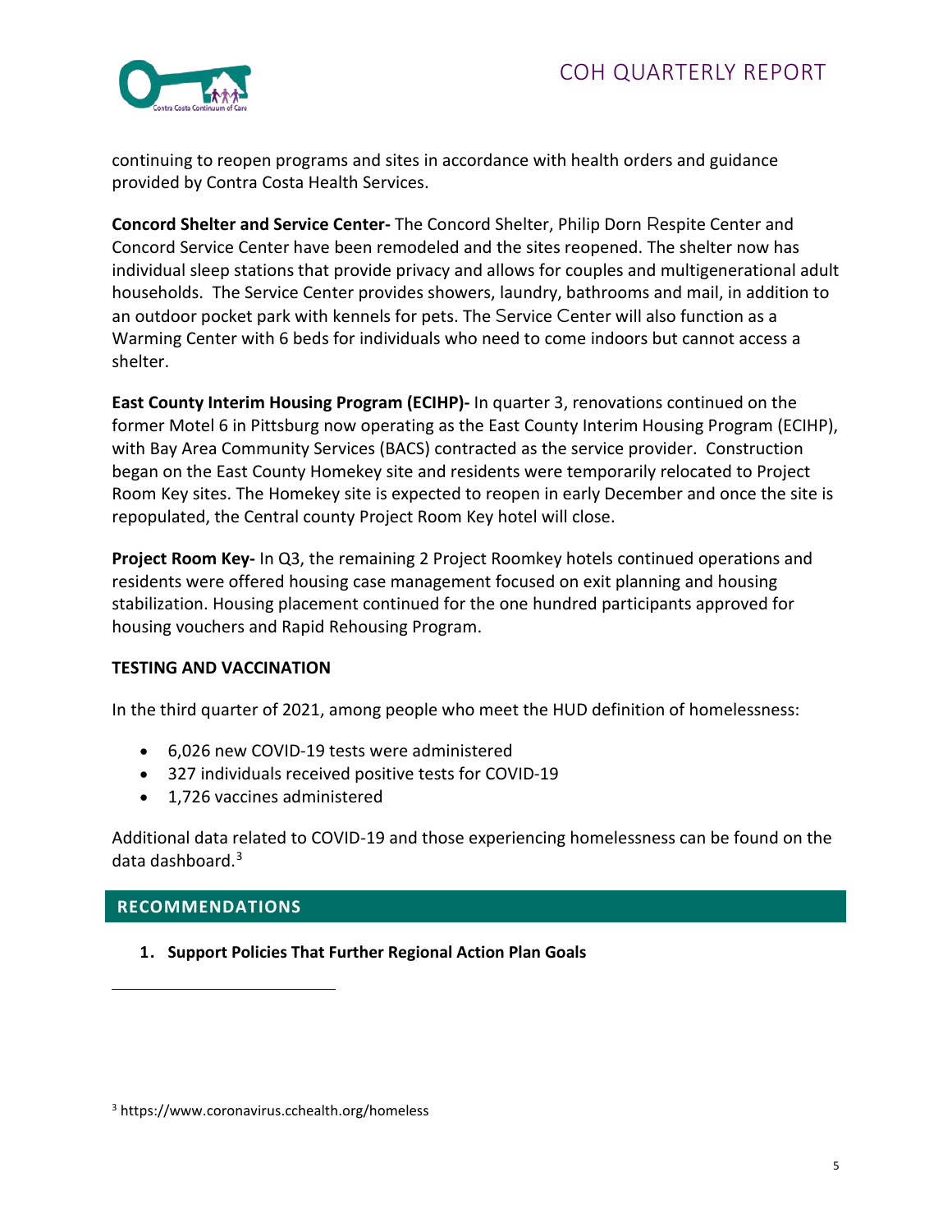continuing to reopen programs and sites in accordance with health orders and guidance provided by Contra Costa Health Services.

**Concord Shelter and Service Center-** The Concord Shelter, Philip Dorn Respite Center and Concord Service Center have been remodeled and the sites reopened. The shelter now has individual sleep stations that provide privacy and allows for couples and multigenerational adult households. The Service Center provides showers, laundry, bathrooms and mail, in addition to an outdoor pocket park with kennels for pets. The Service Center will also function as a Warming Center with 6 beds for individuals who need to come indoors but cannot access a shelter.

**East County Interim Housing Program (ECIHP)-** In quarter 3, renovations continued on the former Motel 6 in Pittsburg now operating as the East County Interim Housing Program (ECIHP), with Bay Area Community Services (BACS) contracted as the service provider. Construction began on the East County Homekey site and residents were temporarily relocated to Project Room Key sites. The Homekey site is expected to reopen in early December and once the site is repopulated, the Central county Project Room Key hotel will close.

**Project Room Key-** In Q3, the remaining 2 Project Roomkey hotels continued operations and residents were offered housing case management focused on exit planning and housing stabilization. Housing placement continued for the one hundred participants approved for housing vouchers and Rapid Rehousing Program.

**TESTING AND VACCINATION**

In the third quarter of 2021, among people who meet the HUD definition of homelessness:

- 6,026 new COVID-19 tests were administered
- 327 individuals received positive tests for COVID-19
- 1,726 vaccines administered

Additional data related to COVID-19 and those experiencing homelessness can be found on the data dashboard.[3]

## RECOMMENDATIONS

1. **Support Policies That Further Regional Action Plan Goals**

[3] https://www.coronavirus.cchealth.org/homeless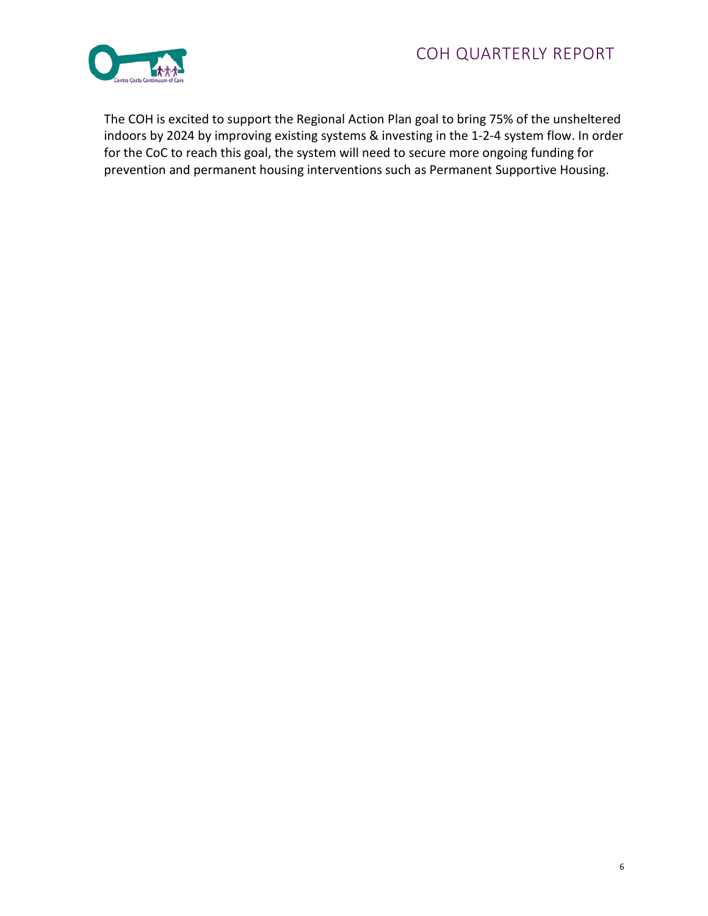The COH is excited to support the Regional Action Plan goal to bring 75% of the unsheltered indoors by 2024 by improving existing systems & investing in the 1-2-4 system flow. In order for the CoC to reach this goal, the system will need to secure more ongoing funding for prevention and permanent housing interventions such as Permanent Supportive Housing.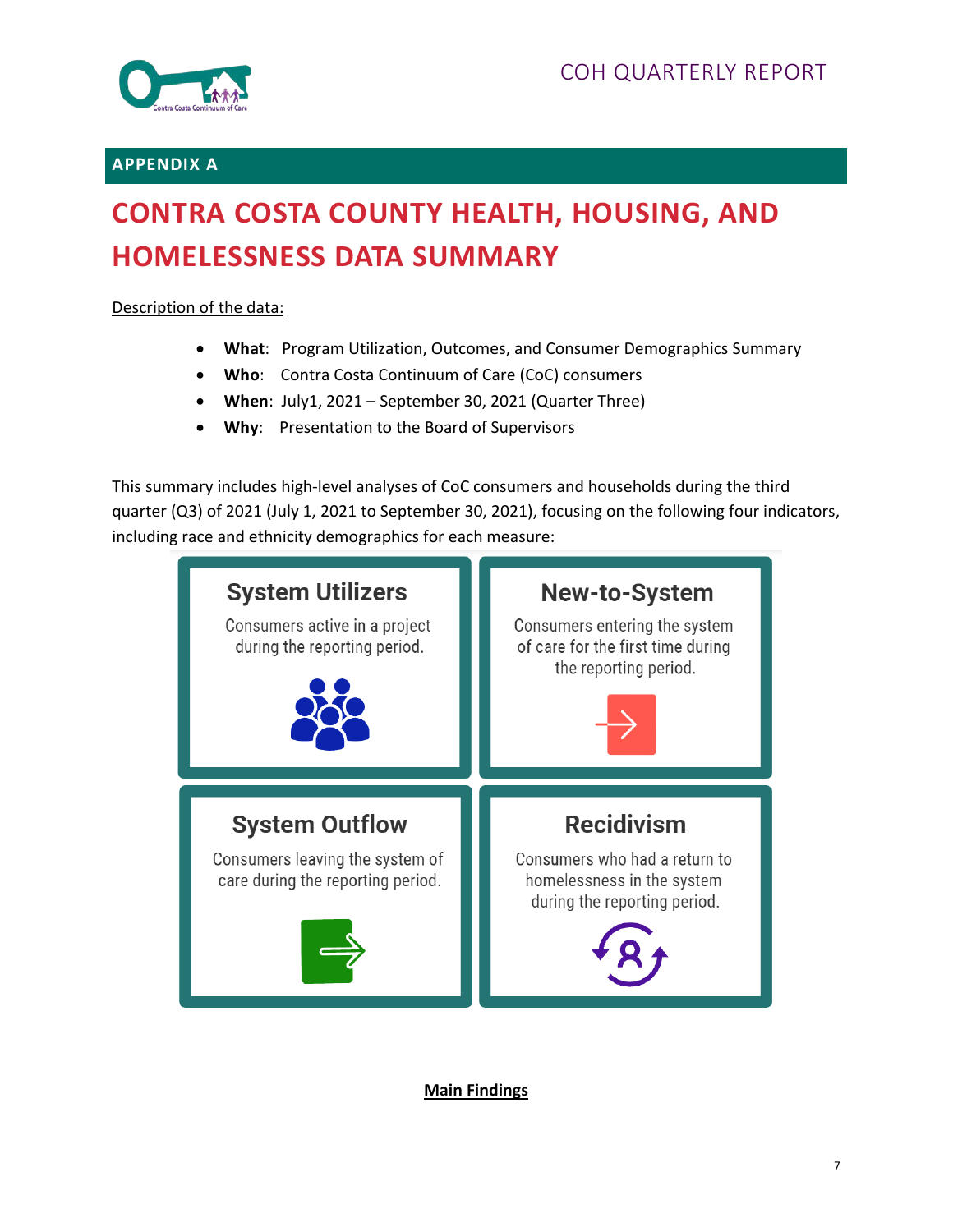## APPENDIX A

# CONTRA COSTA COUNTY HEALTH, HOUSING, AND HOMELESSNESS DATA SUMMARY

Description of the data:

- **What**: Program Utilization, Outcomes, and Consumer Demographics Summary
- **Who**: Contra Costa Continuum of Care (CoC) consumers
- **When**: July1, 2021 – September 30, 2021 (Quarter Three)
- **Why**: Presentation to the Board of Supervisors

This summary includes high-level analyses of CoC consumers and households during the third quarter (Q3) of 2021 (July 1, 2021 to September 30, 2021), focusing on the following four indicators, including race and ethnicity demographics for each measure:

**System Utilizers**
Consumers active in a project during the reporting period.

**New-to-System**
Consumers entering the system of care for the first time during the reporting period.

**System Outflow**
Consumers leaving the system of care during the reporting period.

**Recidivism**
Consumers who had a return to homelessness in the system during the reporting period.

**Main Findings**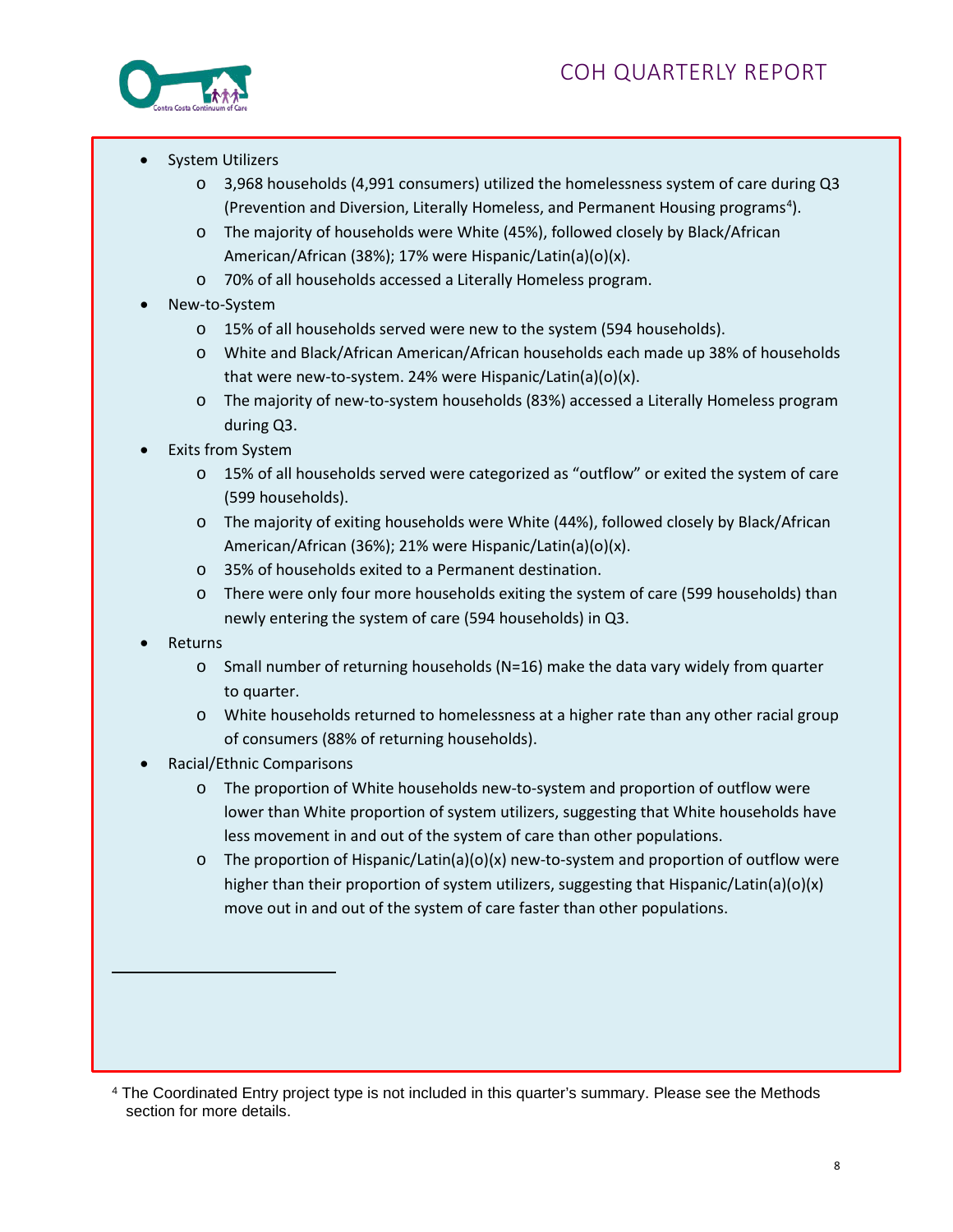- System Utilizers
    - 3,968 households (4,991 consumers) utilized the homelessness system of care during Q3 (Prevention and Diversion, Literally Homeless, and Permanent Housing programs[4]).
    - The majority of households were White (45%), followed closely by Black/African American/African (38%); 17% were Hispanic/Latin(a)(o)(x).
    - 70% of all households accessed a Literally Homeless program.
- New-to-System
    - 15% of all households served were new to the system (594 households).
    - White and Black/African American/African households each made up 38% of households that were new-to-system. 24% were Hispanic/Latin(a)(o)(x).
    - The majority of new-to-system households (83%) accessed a Literally Homeless program during Q3.
- Exits from System
    - 15% of all households served were categorized as "outflow" or exited the system of care (599 households).
    - The majority of exiting households were White (44%), followed closely by Black/African American/African (36%); 21% were Hispanic/Latin(a)(o)(x).
    - 35% of households exited to a Permanent destination.
    - There were only four more households exiting the system of care (599 households) than newly entering the system of care (594 households) in Q3.
- Returns
    - Small number of returning households (N=16) make the data vary widely from quarter to quarter.
    - White households returned to homelessness at a higher rate than any other racial group of consumers (88% of returning households).
- Racial/Ethnic Comparisons
    - The proportion of White households new-to-system and proportion of outflow were lower than White proportion of system utilizers, suggesting that White households have less movement in and out of the system of care than other populations.
    - The proportion of Hispanic/Latin(a)(o)(x) new-to-system and proportion of outflow were higher than their proportion of system utilizers, suggesting that Hispanic/Latin(a)(o)(x) move out in and out of the system of care faster than other populations.

[4] The Coordinated Entry project type is not included in this quarter's summary. Please see the Methods section for more details.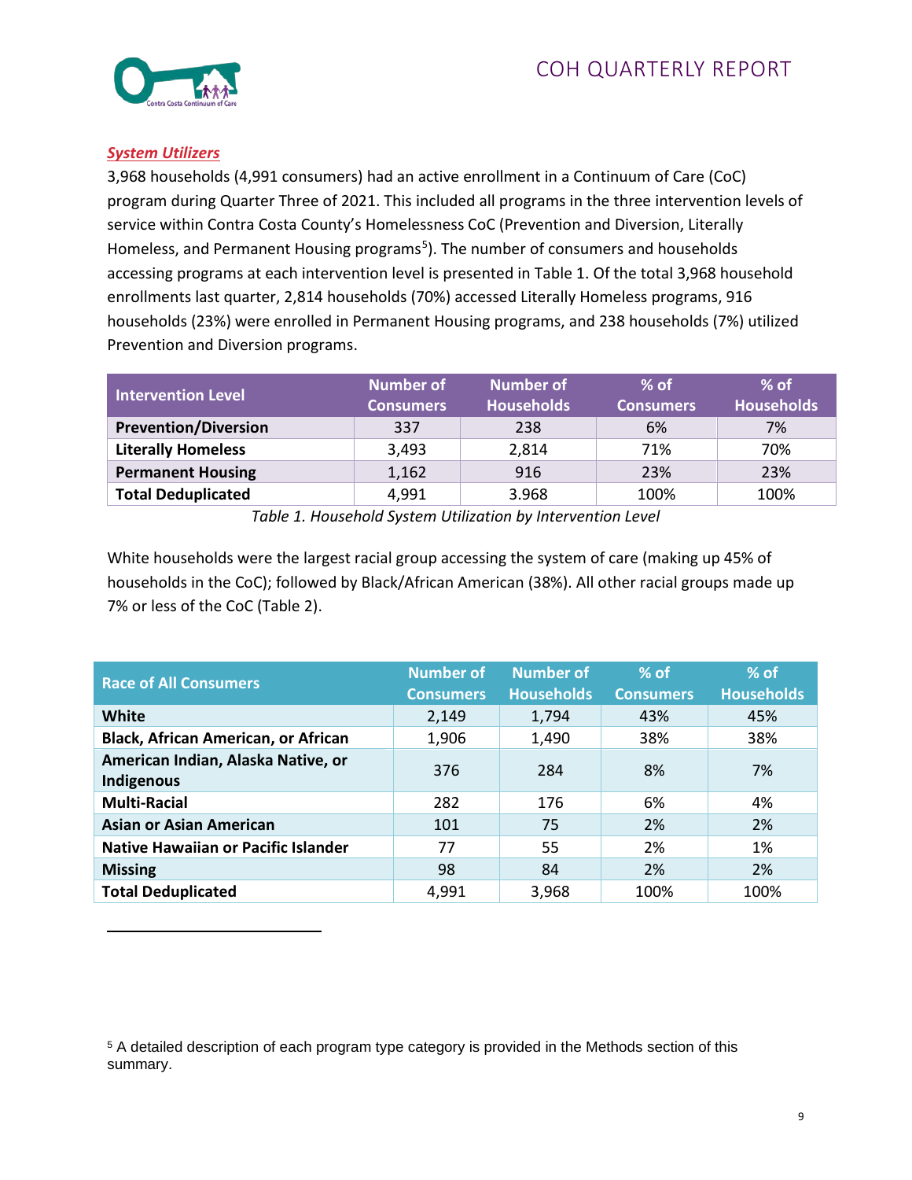***System Utilizers***

3,968 households (4,991 consumers) had an active enrollment in a Continuum of Care (CoC) program during Quarter Three of 2021. This included all programs in the three intervention levels of service within Contra Costa County's Homelessness CoC (Prevention and Diversion, Literally Homeless, and Permanent Housing programs[5]). The number of consumers and households accessing programs at each intervention level is presented in Table 1. Of the total 3,968 household enrollments last quarter, 2,814 households (70%) accessed Literally Homeless programs, 916 households (23%) were enrolled in Permanent Housing programs, and 238 households (7%) utilized Prevention and Diversion programs.

| Intervention Level | Number of Consumers | Number of Households | % of Consumers | % of Households |
|---|---|---|---|---|
| **Prevention/Diversion** | 337 | 238 | 6% | 7% |
| **Literally Homeless** | 3,493 | 2,814 | 71% | 70% |
| **Permanent Housing** | 1,162 | 916 | 23% | 23% |
| **Total Deduplicated** | 4,991 | 3.968 | 100% | 100% |

*Table 1. Household System Utilization by Intervention Level*

White households were the largest racial group accessing the system of care (making up 45% of households in the CoC); followed by Black/African American (38%). All other racial groups made up 7% or less of the CoC (Table 2).

| Race of All Consumers | Number of Consumers | Number of Households | % of Consumers | % of Households |
|---|---|---|---|---|
| **White** | 2,149 | 1,794 | 43% | 45% |
| **Black, African American, or African** | 1,906 | 1,490 | 38% | 38% |
| **American Indian, Alaska Native, or Indigenous** | 376 | 284 | 8% | 7% |
| **Multi-Racial** | 282 | 176 | 6% | 4% |
| **Asian or Asian American** | 101 | 75 | 2% | 2% |
| **Native Hawaiian or Pacific Islander** | 77 | 55 | 2% | 1% |
| **Missing** | 98 | 84 | 2% | 2% |
| **Total Deduplicated** | 4,991 | 3,968 | 100% | 100% |

[5] A detailed description of each program type category is provided in the Methods section of this summary.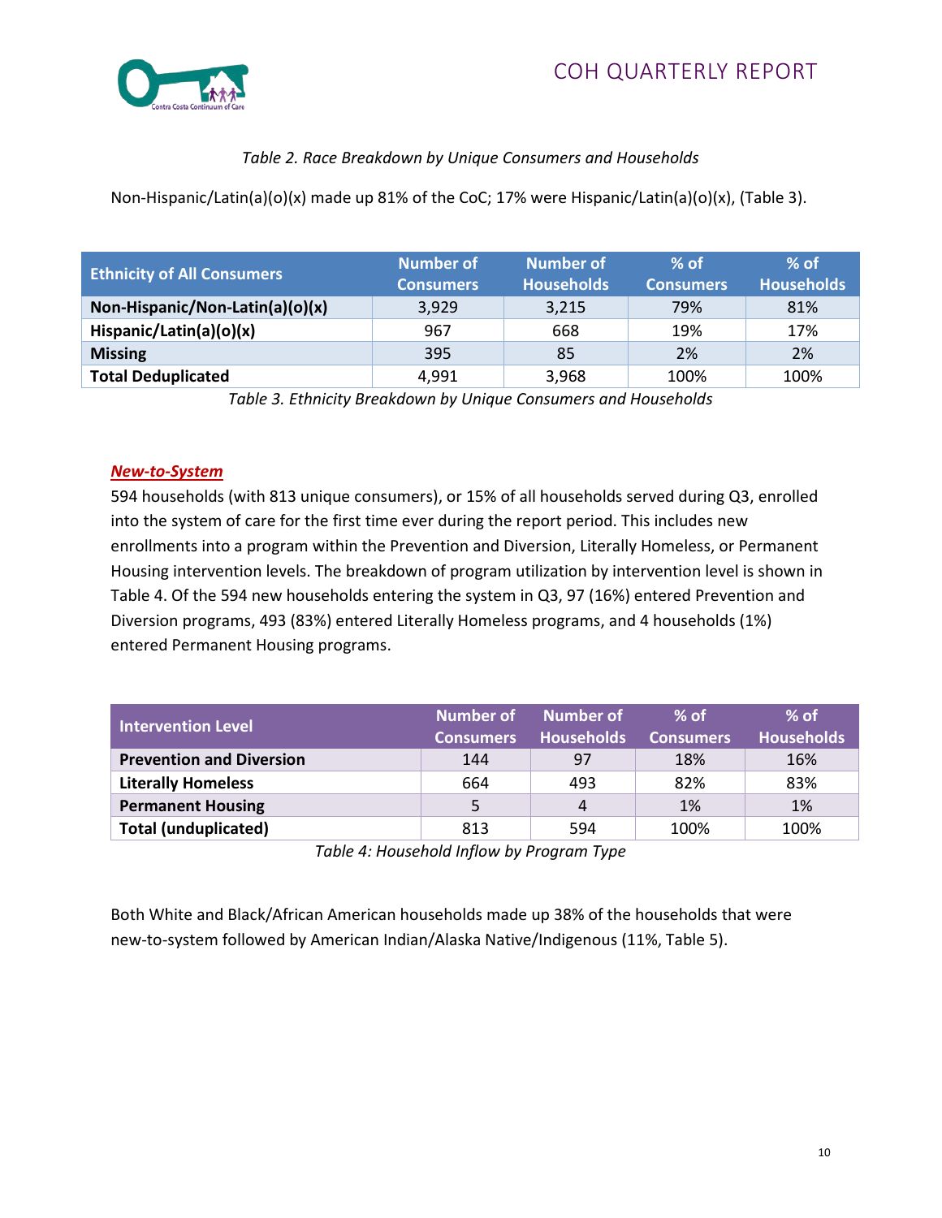*Table 2. Race Breakdown by Unique Consumers and Households*

Non-Hispanic/Latin(a)(o)(x) made up 81% of the CoC; 17% were Hispanic/Latin(a)(o)(x), (Table 3).

| Ethnicity of All Consumers | Number of Consumers | Number of Households | % of Consumers | % of Households |
|---|---|---|---|---|
| **Non-Hispanic/Non-Latin(a)(o)(x)** | 3,929 | 3,215 | 79% | 81% |
| **Hispanic/Latin(a)(o)(x)** | 967 | 668 | 19% | 17% |
| **Missing** | 395 | 85 | 2% | 2% |
| **Total Deduplicated** | 4,991 | 3,968 | 100% | 100% |

*Table 3. Ethnicity Breakdown by Unique Consumers and Households*

***New-to-System***

594 households (with 813 unique consumers), or 15% of all households served during Q3, enrolled into the system of care for the first time ever during the report period. This includes new enrollments into a program within the Prevention and Diversion, Literally Homeless, or Permanent Housing intervention levels. The breakdown of program utilization by intervention level is shown in Table 4. Of the 594 new households entering the system in Q3, 97 (16%) entered Prevention and Diversion programs, 493 (83%) entered Literally Homeless programs, and 4 households (1%) entered Permanent Housing programs.

| Intervention Level | Number of Consumers | Number of Households | % of Consumers | % of Households |
|---|---|---|---|---|
| **Prevention and Diversion** | 144 | 97 | 18% | 16% |
| **Literally Homeless** | 664 | 493 | 82% | 83% |
| **Permanent Housing** | 5 | 4 | 1% | 1% |
| **Total (unduplicated)** | 813 | 594 | 100% | 100% |

*Table 4: Household Inflow by Program Type*

Both White and Black/African American households made up 38% of the households that were new-to-system followed by American Indian/Alaska Native/Indigenous (11%, Table 5).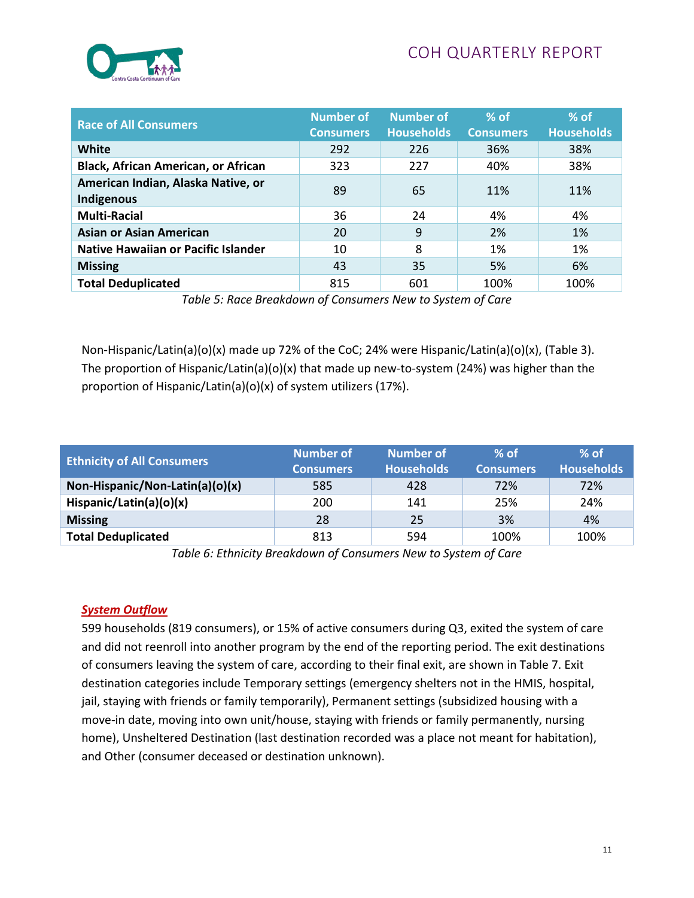| Race of All Consumers | Number of Consumers | Number of Households | % of Consumers | % of Households |
|---|---|---|---|---|
| **White** | 292 | 226 | 36% | 38% |
| **Black, African American, or African** | 323 | 227 | 40% | 38% |
| **American Indian, Alaska Native, or Indigenous** | 89 | 65 | 11% | 11% |
| **Multi-Racial** | 36 | 24 | 4% | 4% |
| **Asian or Asian American** | 20 | 9 | 2% | 1% |
| **Native Hawaiian or Pacific Islander** | 10 | 8 | 1% | 1% |
| **Missing** | 43 | 35 | 5% | 6% |
| **Total Deduplicated** | 815 | 601 | 100% | 100% |

*Table 5: Race Breakdown of Consumers New to System of Care*

Non-Hispanic/Latin(a)(o)(x) made up 72% of the CoC; 24% were Hispanic/Latin(a)(o)(x), (Table 3). The proportion of Hispanic/Latin(a)(o)(x) that made up new-to-system (24%) was higher than the proportion of Hispanic/Latin(a)(o)(x) of system utilizers (17%).

| Ethnicity of All Consumers | Number of Consumers | Number of Households | % of Consumers | % of Households |
|---|---|---|---|---|
| **Non-Hispanic/Non-Latin(a)(o)(x)** | 585 | 428 | 72% | 72% |
| **Hispanic/Latin(a)(o)(x)** | 200 | 141 | 25% | 24% |
| **Missing** | 28 | 25 | 3% | 4% |
| **Total Deduplicated** | 813 | 594 | 100% | 100% |

*Table 6: Ethnicity Breakdown of Consumers New to System of Care*

***System Outflow***

599 households (819 consumers), or 15% of active consumers during Q3, exited the system of care and did not reenroll into another program by the end of the reporting period. The exit destinations of consumers leaving the system of care, according to their final exit, are shown in Table 7. Exit destination categories include Temporary settings (emergency shelters not in the HMIS, hospital, jail, staying with friends or family temporarily), Permanent settings (subsidized housing with a move-in date, moving into own unit/house, staying with friends or family permanently, nursing home), Unsheltered Destination (last destination recorded was a place not meant for habitation), and Other (consumer deceased or destination unknown).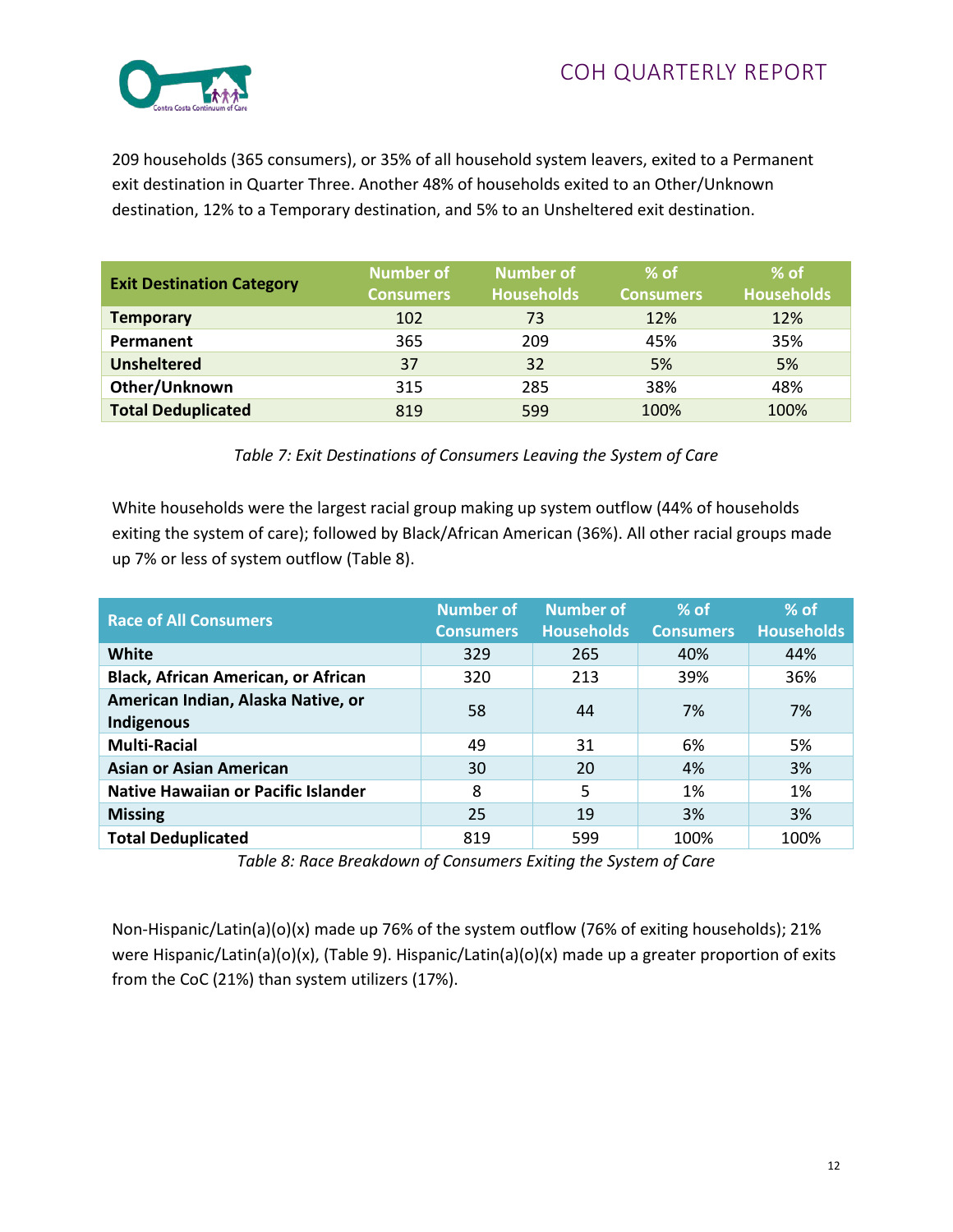209 households (365 consumers), or 35% of all household system leavers, exited to a Permanent exit destination in Quarter Three. Another 48% of households exited to an Other/Unknown destination, 12% to a Temporary destination, and 5% to an Unsheltered exit destination.

| Exit Destination Category | Number of Consumers | Number of Households | % of Consumers | % of Households |
|---|---|---|---|---|
| **Temporary** | 102 | 73 | 12% | 12% |
| **Permanent** | 365 | 209 | 45% | 35% |
| **Unsheltered** | 37 | 32 | 5% | 5% |
| **Other/Unknown** | 315 | 285 | 38% | 48% |
| **Total Deduplicated** | 819 | 599 | 100% | 100% |

*Table 7: Exit Destinations of Consumers Leaving the System of Care*

White households were the largest racial group making up system outflow (44% of households exiting the system of care); followed by Black/African American (36%). All other racial groups made up 7% or less of system outflow (Table 8).

| Race of All Consumers | Number of Consumers | Number of Households | % of Consumers | % of Households |
|---|---|---|---|---|
| **White** | 329 | 265 | 40% | 44% |
| **Black, African American, or African** | 320 | 213 | 39% | 36% |
| **American Indian, Alaska Native, or Indigenous** | 58 | 44 | 7% | 7% |
| **Multi-Racial** | 49 | 31 | 6% | 5% |
| **Asian or Asian American** | 30 | 20 | 4% | 3% |
| **Native Hawaiian or Pacific Islander** | 8 | 5 | 1% | 1% |
| **Missing** | 25 | 19 | 3% | 3% |
| **Total Deduplicated** | 819 | 599 | 100% | 100% |

*Table 8: Race Breakdown of Consumers Exiting the System of Care*

Non-Hispanic/Latin(a)(o)(x) made up 76% of the system outflow (76% of exiting households); 21% were Hispanic/Latin(a)(o)(x), (Table 9). Hispanic/Latin(a)(o)(x) made up a greater proportion of exits from the CoC (21%) than system utilizers (17%).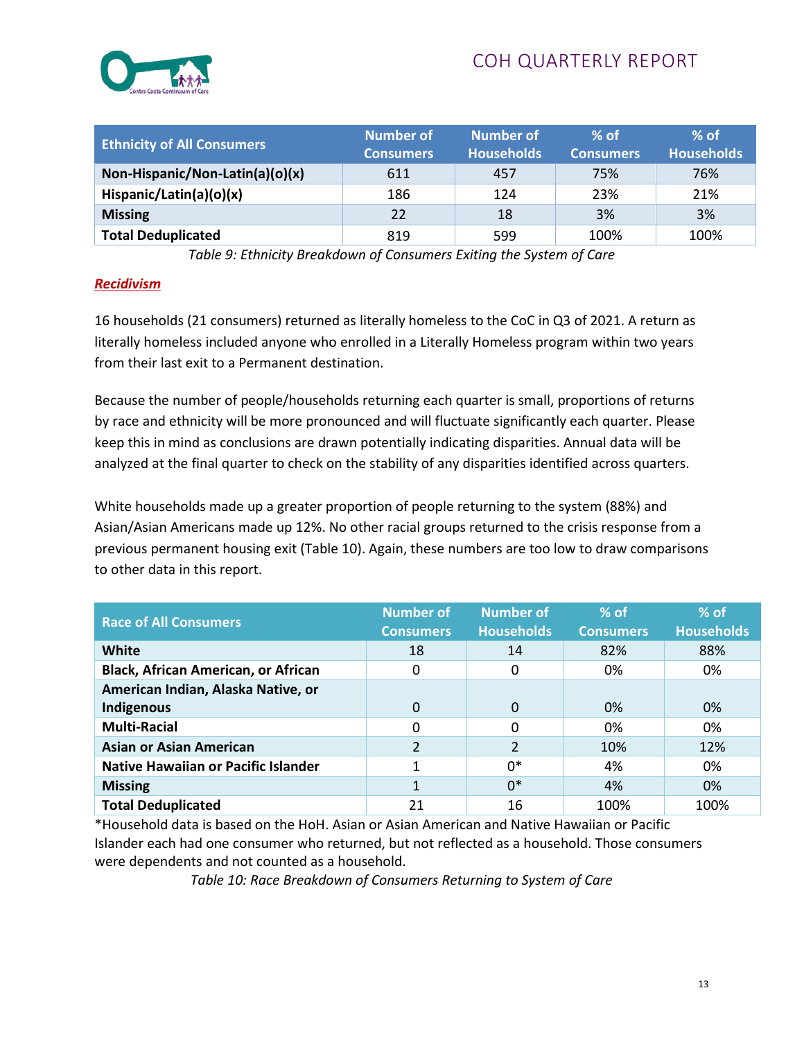| Ethnicity of All Consumers | Number of Consumers | Number of Households | % of Consumers | % of Households |
|---|---|---|---|---|
| **Non-Hispanic/Non-Latin(a)(o)(x)** | 611 | 457 | 75% | 76% |
| **Hispanic/Latin(a)(o)(x)** | 186 | 124 | 23% | 21% |
| **Missing** | 22 | 18 | 3% | 3% |
| **Total Deduplicated** | 819 | 599 | 100% | 100% |

*Table 9: Ethnicity Breakdown of Consumers Exiting the System of Care*

***Recidivism***

16 households (21 consumers) returned as literally homeless to the CoC in Q3 of 2021. A return as literally homeless included anyone who enrolled in a Literally Homeless program within two years from their last exit to a Permanent destination.

Because the number of people/households returning each quarter is small, proportions of returns by race and ethnicity will be more pronounced and will fluctuate significantly each quarter. Please keep this in mind as conclusions are drawn potentially indicating disparities. Annual data will be analyzed at the final quarter to check on the stability of any disparities identified across quarters.

White households made up a greater proportion of people returning to the system (88%) and Asian/Asian Americans made up 12%. No other racial groups returned to the crisis response from a previous permanent housing exit (Table 10). Again, these numbers are too low to draw comparisons to other data in this report.

| Race of All Consumers | Number of Consumers | Number of Households | % of Consumers | % of Households |
|---|---|---|---|---|
| **White** | 18 | 14 | 82% | 88% |
| **Black, African American, or African** | 0 | 0 | 0% | 0% |
| **American Indian, Alaska Native, or Indigenous** | 0 | 0 | 0% | 0% |
| **Multi-Racial** | 0 | 0 | 0% | 0% |
| **Asian or Asian American** | 2 | 2 | 10% | 12% |
| **Native Hawaiian or Pacific Islander** | 1 | 0* | 4% | 0% |
| **Missing** | 1 | 0* | 4% | 0% |
| **Total Deduplicated** | 21 | 16 | 100% | 100% |

*Household data is based on the HoH. Asian or Asian American and Native Hawaiian or Pacific Islander each had one consumer who returned, but not reflected as a household. Those consumers were dependents and not counted as a household.

*Table 10: Race Breakdown of Consumers Returning to System of Care*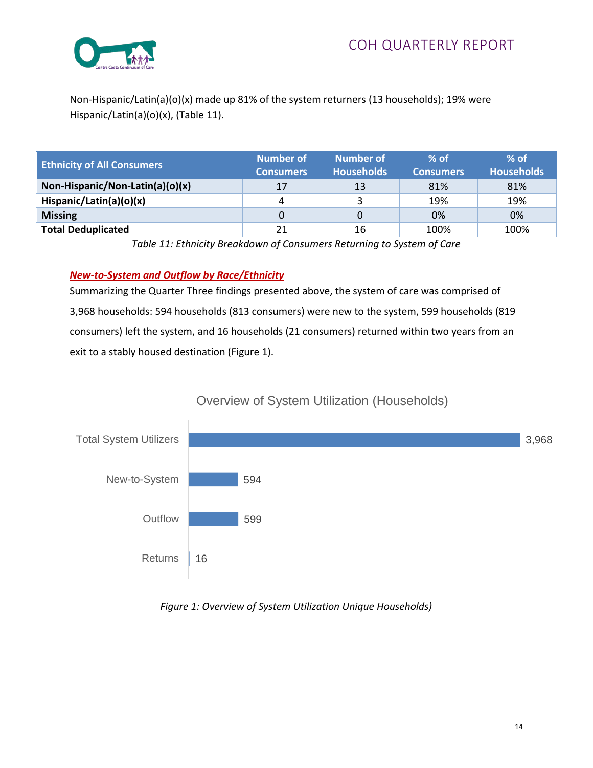Non-Hispanic/Latin(a)(o)(x) made up 81% of the system returners (13 households); 19% were Hispanic/Latin(a)(o)(x), (Table 11).

| Ethnicity of All Consumers | Number of Consumers | Number of Households | % of Consumers | % of Households |
|---|---|---|---|---|
| **Non-Hispanic/Non-Latin(a)(o)(x)** | 17 | 13 | 81% | 81% |
| **Hispanic/Latin(a)(o)(x)** | 4 | 3 | 19% | 19% |
| **Missing** | 0 | 0 | 0% | 0% |
| **Total Deduplicated** | 21 | 16 | 100% | 100% |

*Table 11: Ethnicity Breakdown of Consumers Returning to System of Care*

### ***New-to-System and Outflow by Race/Ethnicity***

Summarizing the Quarter Three findings presented above, the system of care was comprised of 3,968 households: 594 households (813 consumers) were new to the system, 599 households (819 consumers) left the system, and 16 households (21 consumers) returned within two years from an exit to a stably housed destination (Figure 1).

**Overview of System Utilization (Households)**

| Category | Households |
|---|---|
| Total System Utilizers | 3,968 |
| New-to-System | 594 |
| Outflow | 599 |
| Returns | 16 |

*Figure 1: Overview of System Utilization Unique Households)*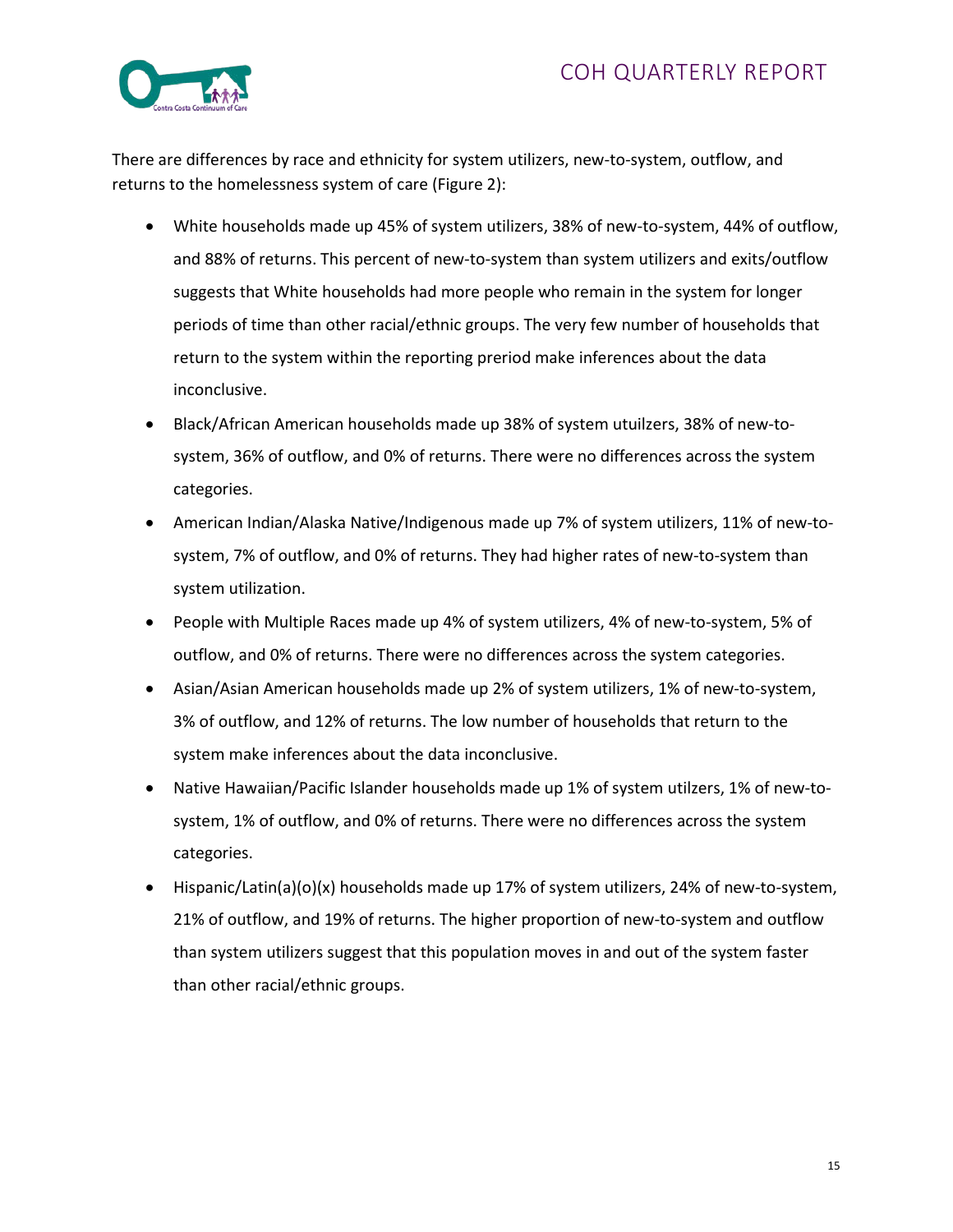There are differences by race and ethnicity for system utilizers, new-to-system, outflow, and returns to the homelessness system of care (Figure 2):

- White households made up 45% of system utilizers, 38% of new-to-system, 44% of outflow, and 88% of returns. This percent of new-to-system than system utilizers and exits/outflow suggests that White households had more people who remain in the system for longer periods of time than other racial/ethnic groups. The very few number of households that return to the system within the reporting preriod make inferences about the data inconclusive.
- Black/African American households made up 38% of system utuilzers, 38% of new-to-system, 36% of outflow, and 0% of returns. There were no differences across the system categories.
- American Indian/Alaska Native/Indigenous made up 7% of system utilizers, 11% of new-to-system, 7% of outflow, and 0% of returns. They had higher rates of new-to-system than system utilization.
- People with Multiple Races made up 4% of system utilizers, 4% of new-to-system, 5% of outflow, and 0% of returns. There were no differences across the system categories.
- Asian/Asian American households made up 2% of system utilizers, 1% of new-to-system, 3% of outflow, and 12% of returns. The low number of households that return to the system make inferences about the data inconclusive.
- Native Hawaiian/Pacific Islander households made up 1% of system utilzers, 1% of new-to-system, 1% of outflow, and 0% of returns. There were no differences across the system categories.
- Hispanic/Latin(a)(o)(x) households made up 17% of system utilizers, 24% of new-to-system, 21% of outflow, and 19% of returns. The higher proportion of new-to-system and outflow than system utilizers suggest that this population moves in and out of the system faster than other racial/ethnic groups.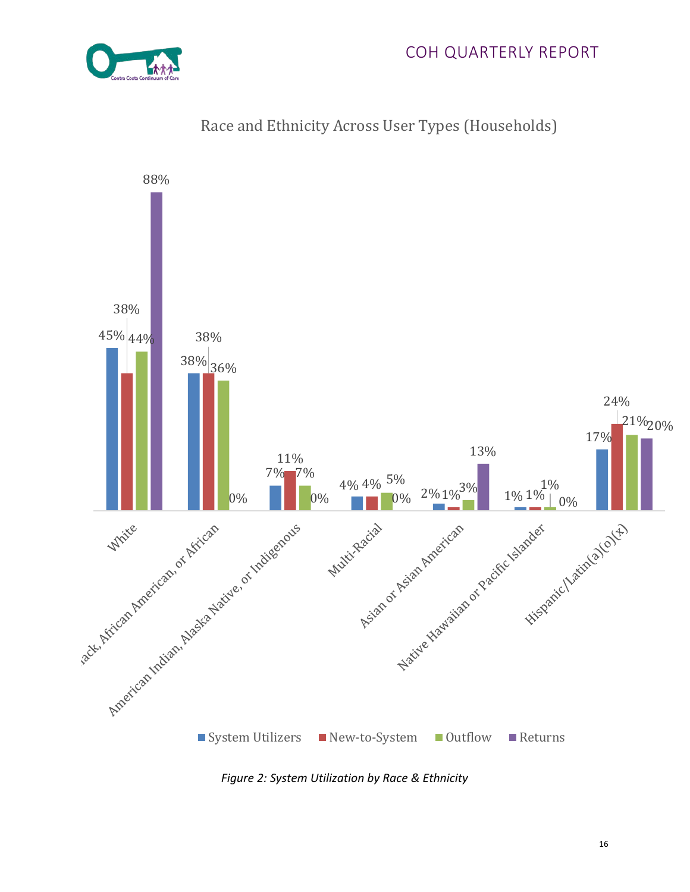## Race and Ethnicity Across User Types (Households)

| | System Utilizers | New-to-System | Outflow | Returns |
|---|---|---|---|---|
| White | 45% | 38% | 44% | 88% |
| Black, African American, or African | 38% | 38% | 36% | 0% |
| American Indian, Alaska Native, or Indigenous | 7% | 11% | 7% | 0% |
| Multi-Racial | 4% | 4% | 5% | 0% |
| Asian or Asian American | 2% | 1% | 3% | 13% |
| Native Hawaiian or Pacific Islander | 1% | 1% | 1% | 0% |
| Hispanic/Latin(a)(o)(x) | 17% | 24% | 21% | 20% |

*Figure 2: System Utilization by Race & Ethnicity*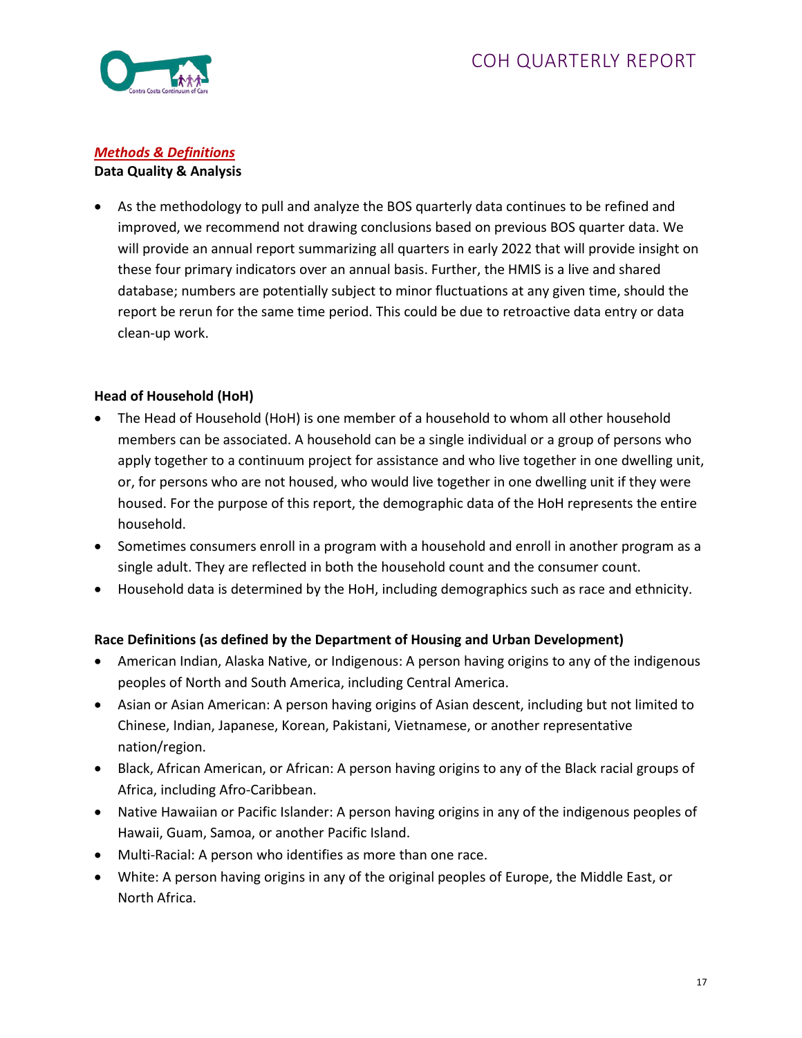## ***Methods & Definitions***

**Data Quality & Analysis**

- As the methodology to pull and analyze the BOS quarterly data continues to be refined and improved, we recommend not drawing conclusions based on previous BOS quarter data. We will provide an annual report summarizing all quarters in early 2022 that will provide insight on these four primary indicators over an annual basis. Further, the HMIS is a live and shared database; numbers are potentially subject to minor fluctuations at any given time, should the report be rerun for the same time period. This could be due to retroactive data entry or data clean-up work.

**Head of Household (HoH)**

- The Head of Household (HoH) is one member of a household to whom all other household members can be associated. A household can be a single individual or a group of persons who apply together to a continuum project for assistance and who live together in one dwelling unit, or, for persons who are not housed, who would live together in one dwelling unit if they were housed. For the purpose of this report, the demographic data of the HoH represents the entire household.
- Sometimes consumers enroll in a program with a household and enroll in another program as a single adult. They are reflected in both the household count and the consumer count.
- Household data is determined by the HoH, including demographics such as race and ethnicity.

**Race Definitions (as defined by the Department of Housing and Urban Development)**

- American Indian, Alaska Native, or Indigenous: A person having origins to any of the indigenous peoples of North and South America, including Central America.
- Asian or Asian American: A person having origins of Asian descent, including but not limited to Chinese, Indian, Japanese, Korean, Pakistani, Vietnamese, or another representative nation/region.
- Black, African American, or African: A person having origins to any of the Black racial groups of Africa, including Afro-Caribbean.
- Native Hawaiian or Pacific Islander: A person having origins in any of the indigenous peoples of Hawaii, Guam, Samoa, or another Pacific Island.
- Multi-Racial: A person who identifies as more than one race.
- White: A person having origins in any of the original peoples of Europe, the Middle East, or North Africa.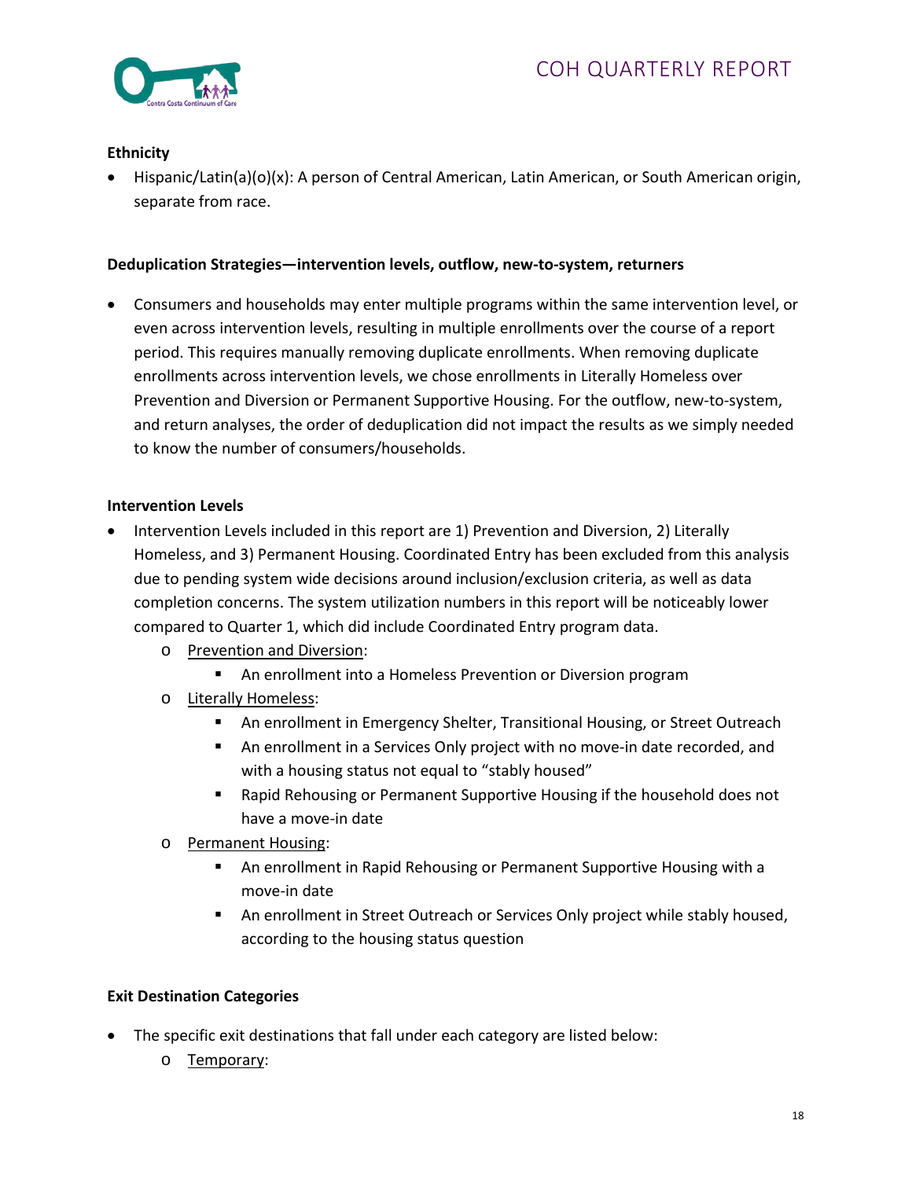**Ethnicity**

- Hispanic/Latin(a)(o)(x): A person of Central American, Latin American, or South American origin, separate from race.

**Deduplication Strategies—intervention levels, outflow, new-to-system, returners**

- Consumers and households may enter multiple programs within the same intervention level, or even across intervention levels, resulting in multiple enrollments over the course of a report period. This requires manually removing duplicate enrollments. When removing duplicate enrollments across intervention levels, we chose enrollments in Literally Homeless over Prevention and Diversion or Permanent Supportive Housing. For the outflow, new-to-system, and return analyses, the order of deduplication did not impact the results as we simply needed to know the number of consumers/households.

**Intervention Levels**

- Intervention Levels included in this report are 1) Prevention and Diversion, 2) Literally Homeless, and 3) Permanent Housing. Coordinated Entry has been excluded from this analysis due to pending system wide decisions around inclusion/exclusion criteria, as well as data completion concerns. The system utilization numbers in this report will be noticeably lower compared to Quarter 1, which did include Coordinated Entry program data.
  - Prevention and Diversion:
    - An enrollment into a Homeless Prevention or Diversion program
  - Literally Homeless:
    - An enrollment in Emergency Shelter, Transitional Housing, or Street Outreach
    - An enrollment in a Services Only project with no move-in date recorded, and with a housing status not equal to "stably housed"
    - Rapid Rehousing or Permanent Supportive Housing if the household does not have a move-in date
  - Permanent Housing:
    - An enrollment in Rapid Rehousing or Permanent Supportive Housing with a move-in date
    - An enrollment in Street Outreach or Services Only project while stably housed, according to the housing status question

**Exit Destination Categories**

- The specific exit destinations that fall under each category are listed below:
  - Temporary: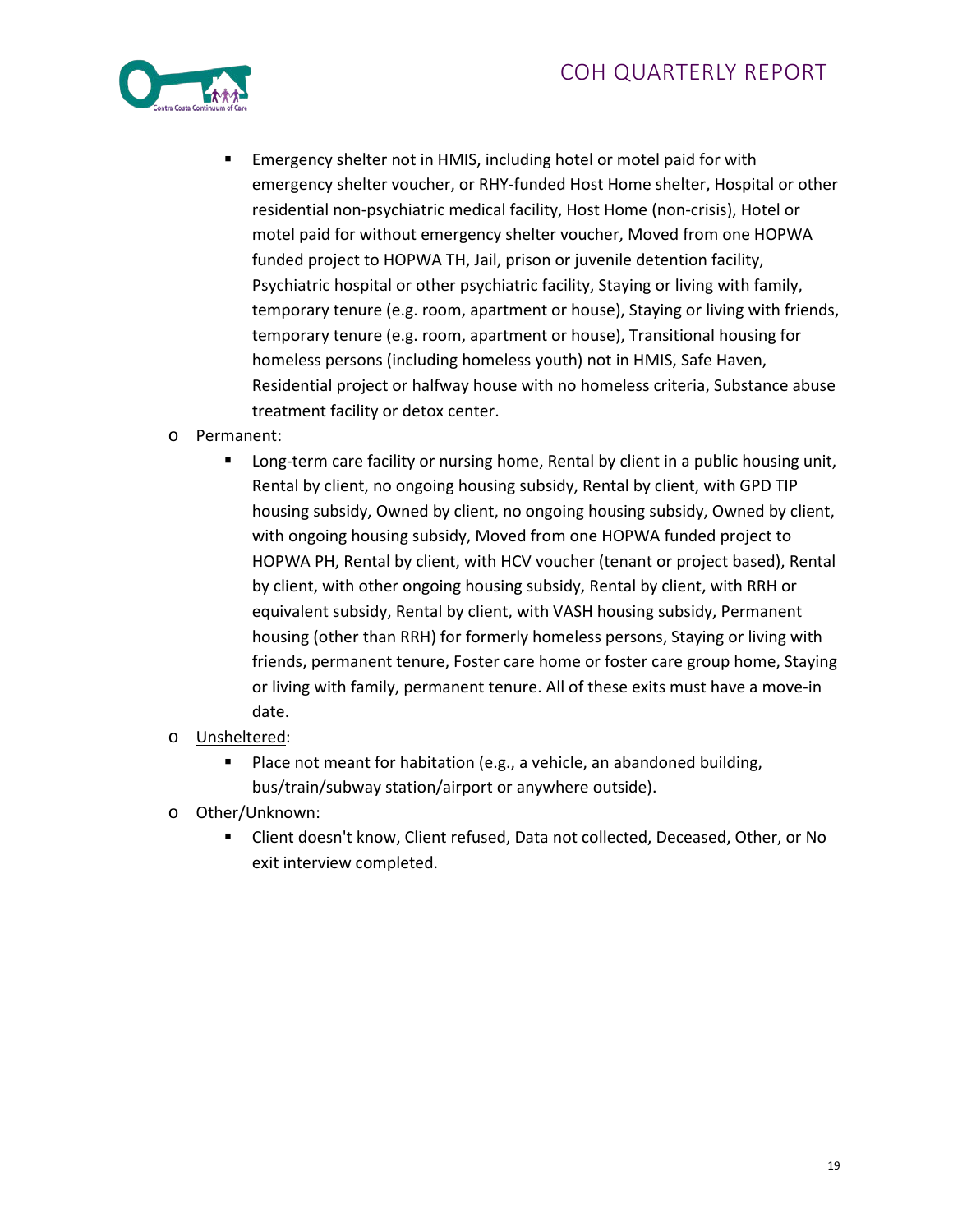- Emergency shelter not in HMIS, including hotel or motel paid for with emergency shelter voucher, or RHY-funded Host Home shelter, Hospital or other residential non-psychiatric medical facility, Host Home (non-crisis), Hotel or motel paid for without emergency shelter voucher, Moved from one HOPWA funded project to HOPWA TH, Jail, prison or juvenile detention facility, Psychiatric hospital or other psychiatric facility, Staying or living with family, temporary tenure (e.g. room, apartment or house), Staying or living with friends, temporary tenure (e.g. room, apartment or house), Transitional housing for homeless persons (including homeless youth) not in HMIS, Safe Haven, Residential project or halfway house with no homeless criteria, Substance abuse treatment facility or detox center.
    - <u>Permanent</u>:
        - Long-term care facility or nursing home, Rental by client in a public housing unit, Rental by client, no ongoing housing subsidy, Rental by client, with GPD TIP housing subsidy, Owned by client, no ongoing housing subsidy, Owned by client, with ongoing housing subsidy, Moved from one HOPWA funded project to HOPWA PH, Rental by client, with HCV voucher (tenant or project based), Rental by client, with other ongoing housing subsidy, Rental by client, with RRH or equivalent subsidy, Rental by client, with VASH housing subsidy, Permanent housing (other than RRH) for formerly homeless persons, Staying or living with friends, permanent tenure, Foster care home or foster care group home, Staying or living with family, permanent tenure. All of these exits must have a move-in date.
    - <u>Unsheltered</u>:
        - Place not meant for habitation (e.g., a vehicle, an abandoned building, bus/train/subway station/airport or anywhere outside).
    - <u>Other/Unknown</u>:
        - Client doesn't know, Client refused, Data not collected, Deceased, Other, or No exit interview completed.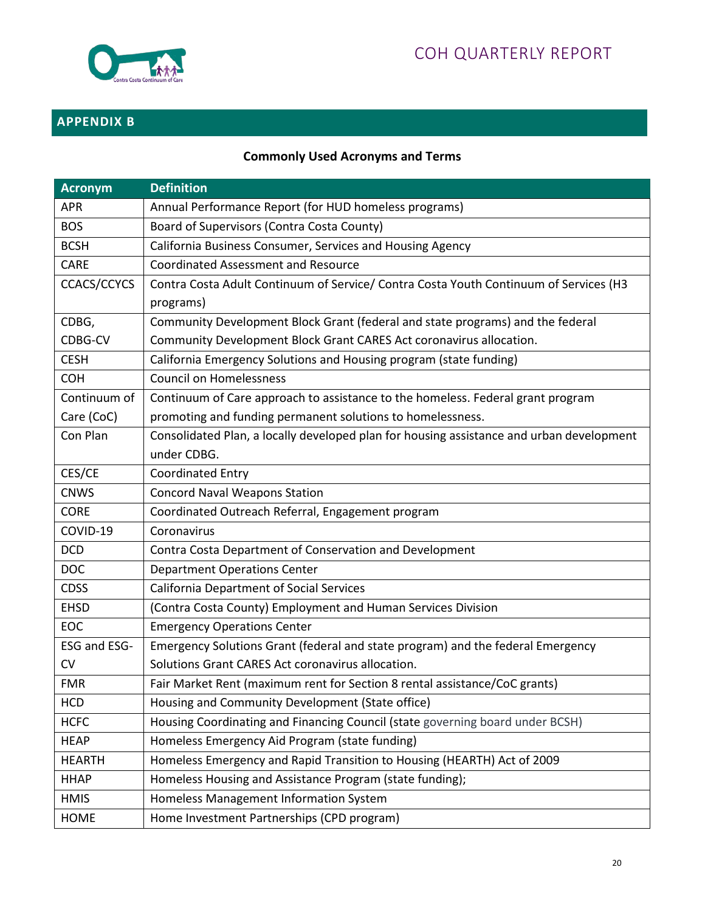## APPENDIX B

**Commonly Used Acronyms and Terms**

| Acronym | Definition |
|---|---|
| APR | Annual Performance Report (for HUD homeless programs) |
| BOS | Board of Supervisors (Contra Costa County) |
| BCSH | California Business Consumer, Services and Housing Agency |
| CARE | Coordinated Assessment and Resource |
| CCACS/CCYCS | Contra Costa Adult Continuum of Service/ Contra Costa Youth Continuum of Services (H3 programs) |
| CDBG, CDBG-CV | Community Development Block Grant (federal and state programs) and the federal Community Development Block Grant CARES Act coronavirus allocation. |
| CESH | California Emergency Solutions and Housing program (state funding) |
| COH | Council on Homelessness |
| Continuum of Care (CoC) | Continuum of Care approach to assistance to the homeless. Federal grant program promoting and funding permanent solutions to homelessness. |
| Con Plan | Consolidated Plan, a locally developed plan for housing assistance and urban development under CDBG. |
| CES/CE | Coordinated Entry |
| CNWS | Concord Naval Weapons Station |
| CORE | Coordinated Outreach Referral, Engagement program |
| COVID-19 | Coronavirus |
| DCD | Contra Costa Department of Conservation and Development |
| DOC | Department Operations Center |
| CDSS | California Department of Social Services |
| EHSD | (Contra Costa County) Employment and Human Services Division |
| EOC | Emergency Operations Center |
| ESG and ESG-CV | Emergency Solutions Grant (federal and state program) and the federal Emergency Solutions Grant CARES Act coronavirus allocation. |
| FMR | Fair Market Rent (maximum rent for Section 8 rental assistance/CoC grants) |
| HCD | Housing and Community Development (State office) |
| HCFC | Housing Coordinating and Financing Council (state governing board under BCSH) |
| HEAP | Homeless Emergency Aid Program (state funding) |
| HEARTH | Homeless Emergency and Rapid Transition to Housing (HEARTH) Act of 2009 |
| HHAP | Homeless Housing and Assistance Program (state funding); |
| HMIS | Homeless Management Information System |
| HOME | Home Investment Partnerships (CPD program) |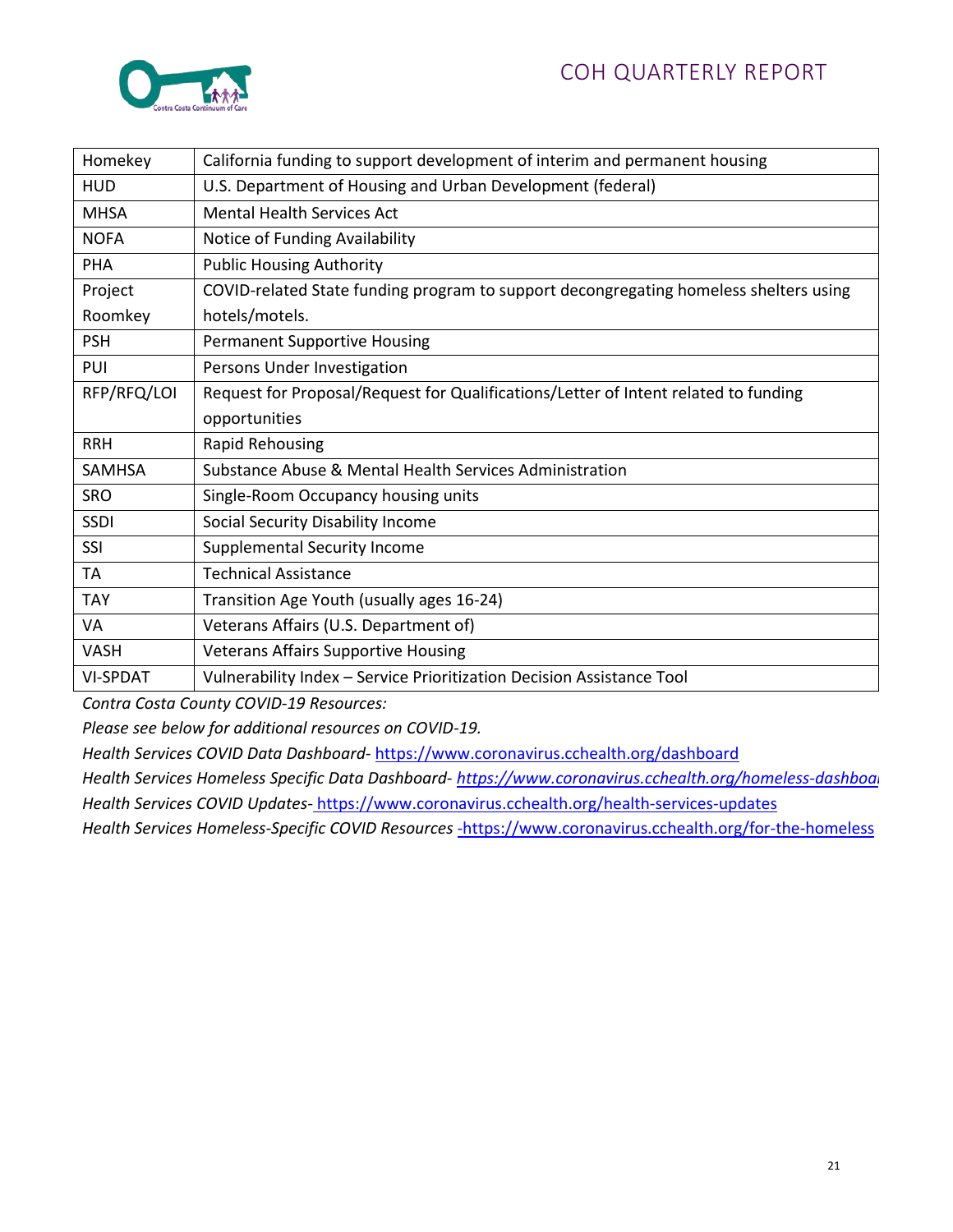| | |
|---|---|
| Homekey | California funding to support development of interim and permanent housing |
| HUD | U.S. Department of Housing and Urban Development (federal) |
| MHSA | Mental Health Services Act |
| NOFA | Notice of Funding Availability |
| PHA | Public Housing Authority |
| Project Roomkey | COVID-related State funding program to support decongregating homeless shelters using hotels/motels. |
| PSH | Permanent Supportive Housing |
| PUI | Persons Under Investigation |
| RFP/RFQ/LOI | Request for Proposal/Request for Qualifications/Letter of Intent related to funding opportunities |
| RRH | Rapid Rehousing |
| SAMHSA | Substance Abuse & Mental Health Services Administration |
| SRO | Single-Room Occupancy housing units |
| SSDI | Social Security Disability Income |
| SSI | Supplemental Security Income |
| TA | Technical Assistance |
| TAY | Transition Age Youth (usually ages 16-24) |
| VA | Veterans Affairs (U.S. Department of) |
| VASH | Veterans Affairs Supportive Housing |
| VI-SPDAT | Vulnerability Index – Service Prioritization Decision Assistance Tool |

*Contra Costa County COVID-19 Resources:*

*Please see below for additional resources on COVID-19.*

*Health Services COVID Data Dashboard-* https://www.coronavirus.cchealth.org/dashboard

*Health Services Homeless Specific Data Dashboard- https://www.coronavirus.cchealth.org/homeless-dashboa*

*Health Services COVID Updates-* https://www.coronavirus.cchealth.org/health-services-updates

*Health Services Homeless-Specific COVID Resources* -https://www.coronavirus.cchealth.org/for-the-homeless